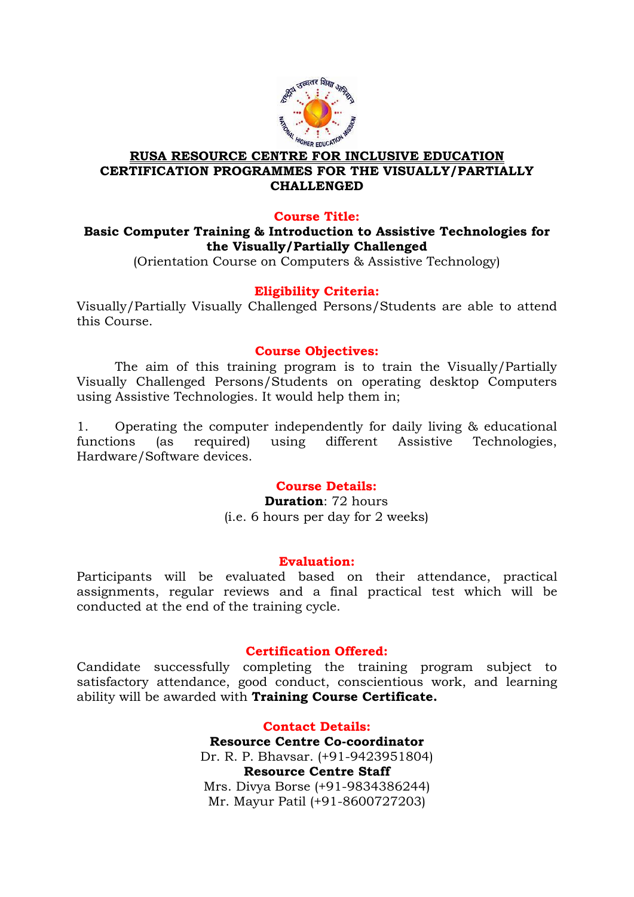# RUSA RESOURCE CENTRE FOR INCLUSIVE EDUCATION

## CERTIFICATION PROGRAMMES FOR THE VISUALLY/PARTIALLY CHALLENGED

### Course Title:

**Basic Computer Training & Introduction to Assistive Technologies for the Visually/Partially Challenged**

(Orientation Course on Computers & Assistive Technology)

### Eligibility Criteria:

Visually/Partially Visually Challenged Persons/Students are able to attend this Course.

### Course Objectives:

The aim of this training program is to train the Visually/Partially Visually Challenged Persons/Students on operating desktop Computers using Assistive Technologies. It would help them in;

1. Operating the computer independently for daily living & educational functions (as required) using different Assistive Technologies, Hardware/Software devices.

### Course Details:

**Duration**: 72 hours

(i.e. 6 hours per day for 2 weeks)

### Evaluation:

Participants will be evaluated based on their attendance, practical assignments, regular reviews and a final practical test which will be conducted at the end of the training cycle.

### Certification Offered:

Candidate successfully completing the training program subject to satisfactory attendance, good conduct, conscientious work, and learning ability will be awarded with **Training Course Certificate.**

### Contact Details:

**Resource Centre Co-coordinator**

Dr. R. P. Bhavsar. (+91-9423951804)

**Resource Centre Staff**

Mrs. Divya Borse (+91-9834386244)

Mr. Mayur Patil (+91-8600727203)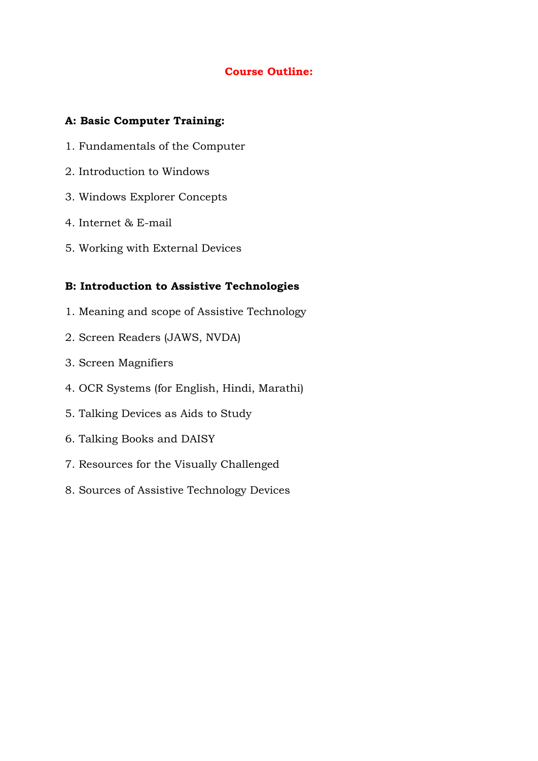## Course Outline:

**A: Basic Computer Training:**

1. Fundamentals of the Computer
2. Introduction to Windows
3. Windows Explorer Concepts
4. Internet & E-mail
5. Working with External Devices

**B: Introduction to Assistive Technologies**

1. Meaning and scope of Assistive Technology
2. Screen Readers (JAWS, NVDA)
3. Screen Magnifiers
4. OCR Systems (for English, Hindi, Marathi)
5. Talking Devices as Aids to Study
6. Talking Books and DAISY
7. Resources for the Visually Challenged
8. Sources of Assistive Technology Devices